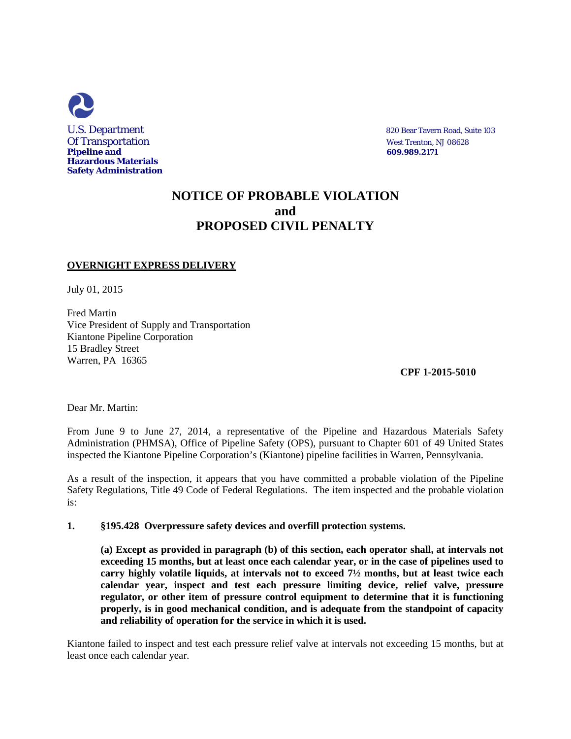U.S. Department
Of Transportation
**Pipeline and**
**Hazardous Materials**
**Safety Administration**

820 Bear Tavern Road, Suite 103
West Trenton, NJ 08628
**609.989.2171**

# NOTICE OF PROBABLE VIOLATION and PROPOSED CIVIL PENALTY

**OVERNIGHT EXPRESS DELIVERY**

July 01, 2015

Fred Martin
Vice President of Supply and Transportation
Kiantone Pipeline Corporation
15 Bradley Street
Warren, PA 16365

**CPF 1-2015-5010**

Dear Mr. Martin:

From June 9 to June 27, 2014, a representative of the Pipeline and Hazardous Materials Safety Administration (PHMSA), Office of Pipeline Safety (OPS), pursuant to Chapter 601 of 49 United States inspected the Kiantone Pipeline Corporation's (Kiantone) pipeline facilities in Warren, Pennsylvania.

As a result of the inspection, it appears that you have committed a probable violation of the Pipeline Safety Regulations, Title 49 Code of Federal Regulations. The item inspected and the probable violation is:

**1. §195.428 Overpressure safety devices and overfill protection systems.**

**(a) Except as provided in paragraph (b) of this section, each operator shall, at intervals not exceeding 15 months, but at least once each calendar year, or in the case of pipelines used to carry highly volatile liquids, at intervals not to exceed 7½ months, but at least twice each calendar year, inspect and test each pressure limiting device, relief valve, pressure regulator, or other item of pressure control equipment to determine that it is functioning properly, is in good mechanical condition, and is adequate from the standpoint of capacity and reliability of operation for the service in which it is used.**

Kiantone failed to inspect and test each pressure relief valve at intervals not exceeding 15 months, but at least once each calendar year.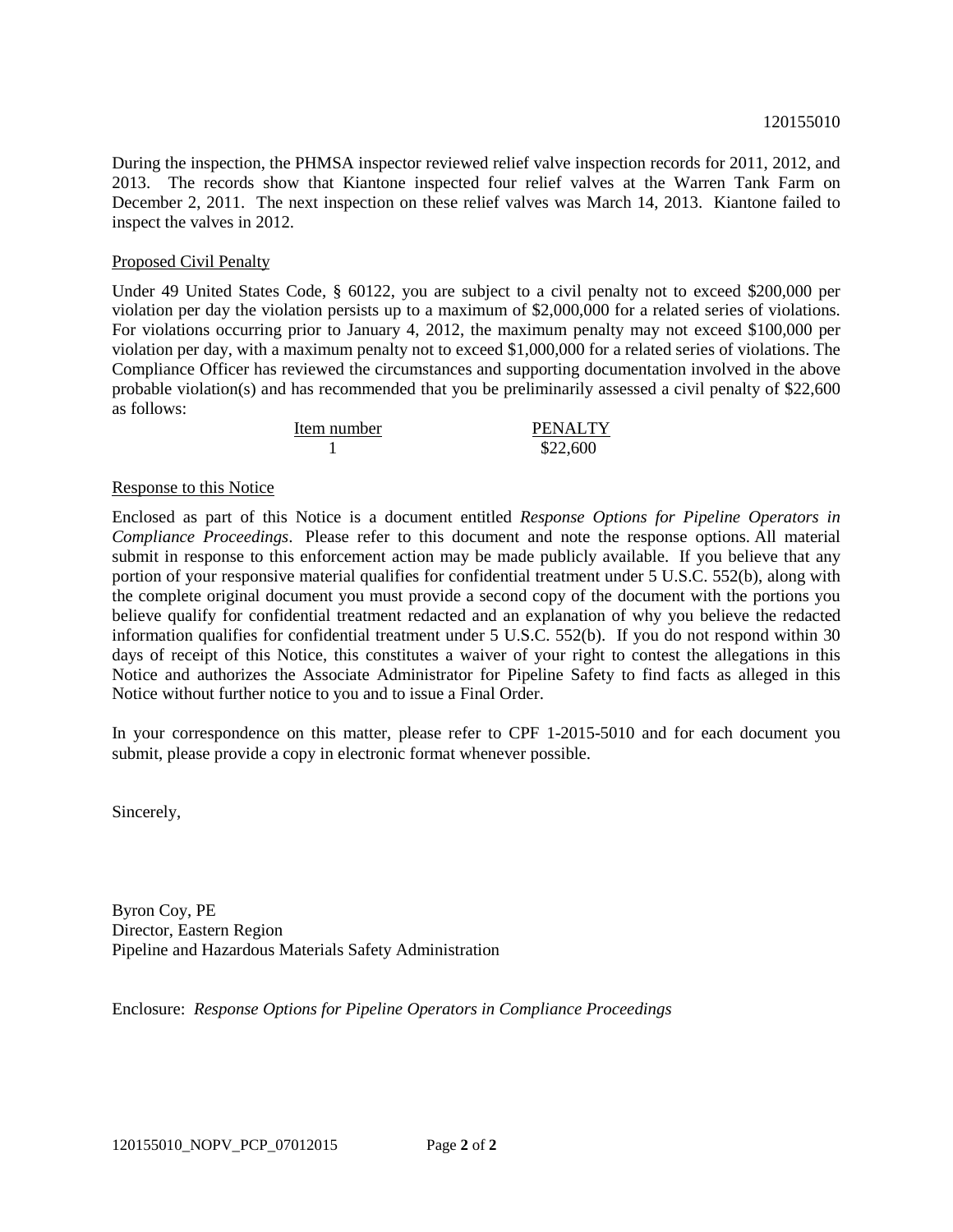During the inspection, the PHMSA inspector reviewed relief valve inspection records for 2011, 2012, and 2013. The records show that Kiantone inspected four relief valves at the Warren Tank Farm on December 2, 2011. The next inspection on these relief valves was March 14, 2013. Kiantone failed to inspect the valves in 2012.

Proposed Civil Penalty

Under 49 United States Code, § 60122, you are subject to a civil penalty not to exceed $200,000 per violation per day the violation persists up to a maximum of $2,000,000 for a related series of violations. For violations occurring prior to January 4, 2012, the maximum penalty may not exceed $100,000 per violation per day, with a maximum penalty not to exceed $1,000,000 for a related series of violations. The Compliance Officer has reviewed the circumstances and supporting documentation involved in the above probable violation(s) and has recommended that you be preliminarily assessed a civil penalty of $22,600 as follows:

| Item number | PENALTY |
|---|---|
| 1 | $22,600 |

Response to this Notice

Enclosed as part of this Notice is a document entitled *Response Options for Pipeline Operators in Compliance Proceedings*. Please refer to this document and note the response options. All material submit in response to this enforcement action may be made publicly available. If you believe that any portion of your responsive material qualifies for confidential treatment under 5 U.S.C. 552(b), along with the complete original document you must provide a second copy of the document with the portions you believe qualify for confidential treatment redacted and an explanation of why you believe the redacted information qualifies for confidential treatment under 5 U.S.C. 552(b). If you do not respond within 30 days of receipt of this Notice, this constitutes a waiver of your right to contest the allegations in this Notice and authorizes the Associate Administrator for Pipeline Safety to find facts as alleged in this Notice without further notice to you and to issue a Final Order.

In your correspondence on this matter, please refer to CPF 1-2015-5010 and for each document you submit, please provide a copy in electronic format whenever possible.

Sincerely,

Byron Coy, PE
Director, Eastern Region
Pipeline and Hazardous Materials Safety Administration

Enclosure: *Response Options for Pipeline Operators in Compliance Proceedings*